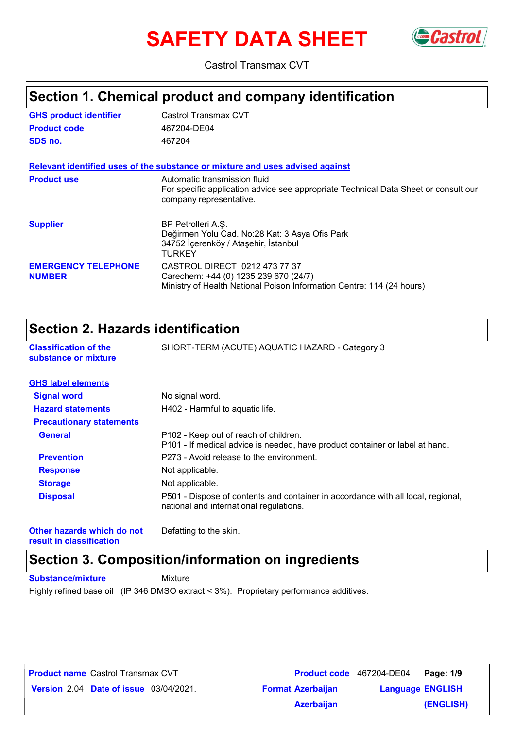# SAFETY DATA SHEET

Castrol Transmax CVT

## Section 1. Chemical product and company identification

| | |
|---|---|
| **GHS product identifier** | Castrol Transmax CVT |
| **Product code** | 467204-DE04 |
| **SDS no.** | 467204 |

**Relevant identified uses of the substance or mixture and uses advised against**

| | |
|---|---|
| **Product use** | Automatic transmission fluid<br>For specific application advice see appropriate Technical Data Sheet or consult our company representative. |
| **Supplier** | BP Petrolleri A.Ş.<br>Değirmen Yolu Cad. No:28 Kat: 3 Asya Ofis Park<br>34752 İçerenköy / Ataşehir, İstanbul<br>TURKEY |
| **EMERGENCY TELEPHONE NUMBER** | CASTROL DIRECT 0212 473 77 37<br>Carechem: +44 (0) 1235 239 670 (24/7)<br>Ministry of Health National Poison Information Centre: 114 (24 hours) |

## Section 2. Hazards identification

| | |
|---|---|
| **Classification of the substance or mixture** | SHORT-TERM (ACUTE) AQUATIC HAZARD - Category 3 |

**GHS label elements**

| | |
|---|---|
| **Signal word** | No signal word. |
| **Hazard statements** | H402 - Harmful to aquatic life. |

**Precautionary statements**

| | |
|---|---|
| **General** | P102 - Keep out of reach of children.<br>P101 - If medical advice is needed, have product container or label at hand. |
| **Prevention** | P273 - Avoid release to the environment. |
| **Response** | Not applicable. |
| **Storage** | Not applicable. |
| **Disposal** | P501 - Dispose of contents and container in accordance with all local, regional, national and international regulations. |
| **Other hazards which do not result in classification** | Defatting to the skin. |

## Section 3. Composition/information on ingredients

| | |
|---|---|
| **Substance/mixture** | Mixture |

Highly refined base oil (IP 346 DMSO extract < 3%). Proprietary performance additives.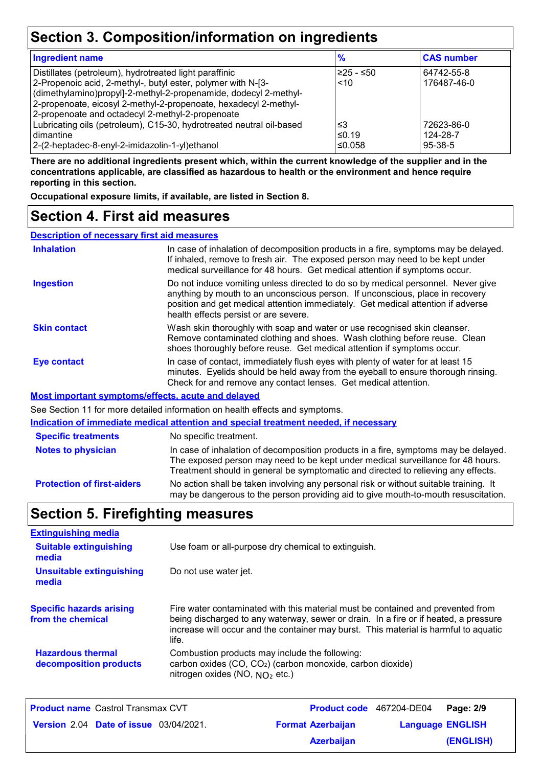## Section 3. Composition/information on ingredients

| Ingredient name | % | CAS number |
|---|---|---|
| Distillates (petroleum), hydrotreated light paraffinic | ≥25 - ≤50 | 64742-55-8 |
| 2-Propenoic acid, 2-methyl-, butyl ester, polymer with N-[3-(dimethylamino)propyl]-2-methyl-2-propenamide, dodecyl 2-methyl-2-propenoate, eicosyl 2-methyl-2-propenoate, hexadecyl 2-methyl-2-propenoate and octadecyl 2-methyl-2-propenoate | <10 | 176487-46-0 |
| Lubricating oils (petroleum), C15-30, hydrotreated neutral oil-based | ≤3 | 72623-86-0 |
| dimantine | ≤0.19 | 124-28-7 |
| 2-(2-heptadec-8-enyl-2-imidazolin-1-yl)ethanol | ≤0.058 | 95-38-5 |

**There are no additional ingredients present which, within the current knowledge of the supplier and in the concentrations applicable, are classified as hazardous to health or the environment and hence require reporting in this section.**

**Occupational exposure limits, if available, are listed in Section 8.**

## Section 4. First aid measures

### Description of necessary first aid measures

**Inhalation**: In case of inhalation of decomposition products in a fire, symptoms may be delayed. If inhaled, remove to fresh air. The exposed person may need to be kept under medical surveillance for 48 hours. Get medical attention if symptoms occur.

**Ingestion**: Do not induce vomiting unless directed to do so by medical personnel. Never give anything by mouth to an unconscious person. If unconscious, place in recovery position and get medical attention immediately. Get medical attention if adverse health effects persist or are severe.

**Skin contact**: Wash skin thoroughly with soap and water or use recognised skin cleanser. Remove contaminated clothing and shoes. Wash clothing before reuse. Clean shoes thoroughly before reuse. Get medical attention if symptoms occur.

**Eye contact**: In case of contact, immediately flush eyes with plenty of water for at least 15 minutes. Eyelids should be held away from the eyeball to ensure thorough rinsing. Check for and remove any contact lenses. Get medical attention.

### Most important symptoms/effects, acute and delayed

See Section 11 for more detailed information on health effects and symptoms.

### Indication of immediate medical attention and special treatment needed, if necessary

**Specific treatments**: No specific treatment.

**Notes to physician**: In case of inhalation of decomposition products in a fire, symptoms may be delayed. The exposed person may need to be kept under medical surveillance for 48 hours. Treatment should in general be symptomatic and directed to relieving any effects.

**Protection of first-aiders**: No action shall be taken involving any personal risk or without suitable training. It may be dangerous to the person providing aid to give mouth-to-mouth resuscitation.

## Section 5. Firefighting measures

### Extinguishing media

**Suitable extinguishing media**: Use foam or all-purpose dry chemical to extinguish.

**Unsuitable extinguishing media**: Do not use water jet.

**Specific hazards arising from the chemical**: Fire water contaminated with this material must be contained and prevented from being discharged to any waterway, sewer or drain. In a fire or if heated, a pressure increase will occur and the container may burst. This material is harmful to aquatic life.

**Hazardous thermal decomposition products**: Combustion products may include the following:
carbon oxides (CO, $CO_2$) (carbon monoxide, carbon dioxide)
nitrogen oxides (NO, $NO_2$ etc.)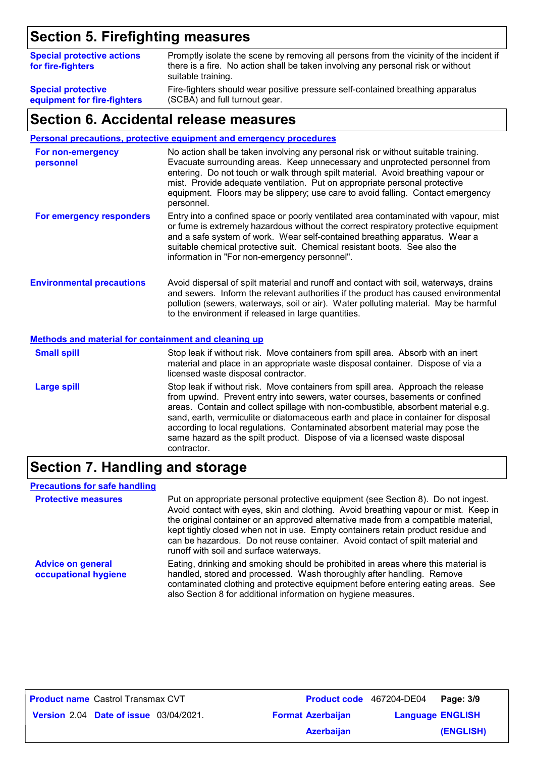## Section 5. Firefighting measures

| | |
|---|---|
| **Special protective actions for fire-fighters** | Promptly isolate the scene by removing all persons from the vicinity of the incident if there is a fire. No action shall be taken involving any personal risk or without suitable training. |
| **Special protective equipment for fire-fighters** | Fire-fighters should wear positive pressure self-contained breathing apparatus (SCBA) and full turnout gear. |

## Section 6. Accidental release measures

### Personal precautions, protective equipment and emergency procedures

| | |
|---|---|
| **For non-emergency personnel** | No action shall be taken involving any personal risk or without suitable training. Evacuate surrounding areas. Keep unnecessary and unprotected personnel from entering. Do not touch or walk through spilt material. Avoid breathing vapour or mist. Provide adequate ventilation. Put on appropriate personal protective equipment. Floors may be slippery; use care to avoid falling. Contact emergency personnel. |
| **For emergency responders** | Entry into a confined space or poorly ventilated area contaminated with vapour, mist or fume is extremely hazardous without the correct respiratory protective equipment and a safe system of work. Wear self-contained breathing apparatus. Wear a suitable chemical protective suit. Chemical resistant boots. See also the information in "For non-emergency personnel". |
| **Environmental precautions** | Avoid dispersal of spilt material and runoff and contact with soil, waterways, drains and sewers. Inform the relevant authorities if the product has caused environmental pollution (sewers, waterways, soil or air). Water polluting material. May be harmful to the environment if released in large quantities. |

### Methods and material for containment and cleaning up

| | |
|---|---|
| **Small spill** | Stop leak if without risk. Move containers from spill area. Absorb with an inert material and place in an appropriate waste disposal container. Dispose of via a licensed waste disposal contractor. |
| **Large spill** | Stop leak if without risk. Move containers from spill area. Approach the release from upwind. Prevent entry into sewers, water courses, basements or confined areas. Contain and collect spillage with non-combustible, absorbent material e.g. sand, earth, vermiculite or diatomaceous earth and place in container for disposal according to local regulations. Contaminated absorbent material may pose the same hazard as the spilt product. Dispose of via a licensed waste disposal contractor. |

## Section 7. Handling and storage

### Precautions for safe handling

| | |
|---|---|
| **Protective measures** | Put on appropriate personal protective equipment (see Section 8). Do not ingest. Avoid contact with eyes, skin and clothing. Avoid breathing vapour or mist. Keep in the original container or an approved alternative made from a compatible material, kept tightly closed when not in use. Empty containers retain product residue and can be hazardous. Do not reuse container. Avoid contact of spilt material and runoff with soil and surface waterways. |
| **Advice on general occupational hygiene** | Eating, drinking and smoking should be prohibited in areas where this material is handled, stored and processed. Wash thoroughly after handling. Remove contaminated clothing and protective equipment before entering eating areas. See also Section 8 for additional information on hygiene measures. |

| | | | |
|---|---|---|---|
| **Product name** Castrol Transmax CVT | | **Product code** 467204-DE04 | **Page: 3/9** |
| **Version** 2.04 **Date of issue** 03/04/2021. | **Format** Azerbaijan | | **Language** ENGLISH |
| | **Azerbaijan** | | **(ENGLISH)** |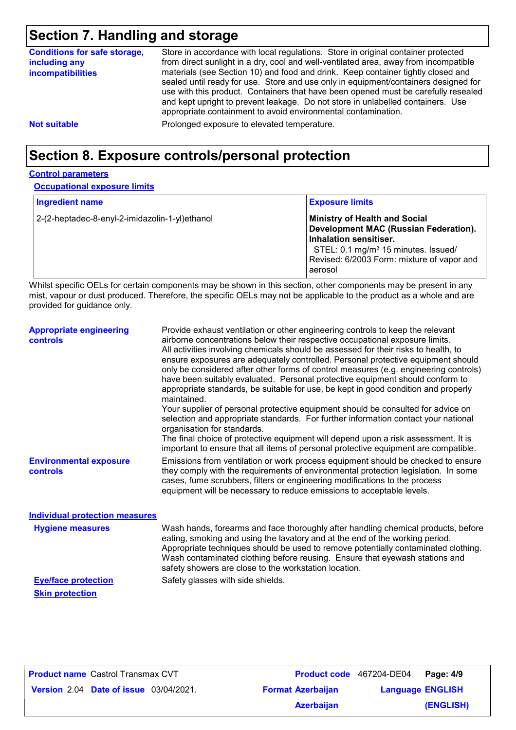## Section 7. Handling and storage

**Conditions for safe storage, including any incompatibilities**

Store in accordance with local regulations. Store in original container protected from direct sunlight in a dry, cool and well-ventilated area, away from incompatible materials (see Section 10) and food and drink. Keep container tightly closed and sealed until ready for use. Store and use only in equipment/containers designed for use with this product. Containers that have been opened must be carefully resealed and kept upright to prevent leakage. Do not store in unlabelled containers. Use appropriate containment to avoid environmental contamination.

**Not suitable**

Prolonged exposure to elevated temperature.

## Section 8. Exposure controls/personal protection

### Control parameters

#### Occupational exposure limits

| Ingredient name | Exposure limits |
| --- | --- |
| 2-(2-heptadec-8-enyl-2-imidazolin-1-yl)ethanol | **Ministry of Health and Social Development MAC (Russian Federation). Inhalation sensitiser.** STEL: 0.1 mg/m³ 15 minutes. Issued/ Revised: 6/2003 Form: mixture of vapor and aerosol |

Whilst specific OELs for certain components may be shown in this section, other components may be present in any mist, vapour or dust produced. Therefore, the specific OELs may not be applicable to the product as a whole and are provided for guidance only.

**Appropriate engineering controls**

Provide exhaust ventilation or other engineering controls to keep the relevant airborne concentrations below their respective occupational exposure limits.
All activities involving chemicals should be assessed for their risks to health, to ensure exposures are adequately controlled. Personal protective equipment should only be considered after other forms of control measures (e.g. engineering controls) have been suitably evaluated. Personal protective equipment should conform to appropriate standards, be suitable for use, be kept in good condition and properly maintained.
Your supplier of personal protective equipment should be consulted for advice on selection and appropriate standards. For further information contact your national organisation for standards.
The final choice of protective equipment will depend upon a risk assessment. It is important to ensure that all items of personal protective equipment are compatible.

**Environmental exposure controls**

Emissions from ventilation or work process equipment should be checked to ensure they comply with the requirements of environmental protection legislation. In some cases, fume scrubbers, filters or engineering modifications to the process equipment will be necessary to reduce emissions to acceptable levels.

### Individual protection measures

**Hygiene measures**

Wash hands, forearms and face thoroughly after handling chemical products, before eating, smoking and using the lavatory and at the end of the working period. Appropriate techniques should be used to remove potentially contaminated clothing. Wash contaminated clothing before reusing. Ensure that eyewash stations and safety showers are close to the workstation location.

**Eye/face protection**

Safety glasses with side shields.

**Skin protection**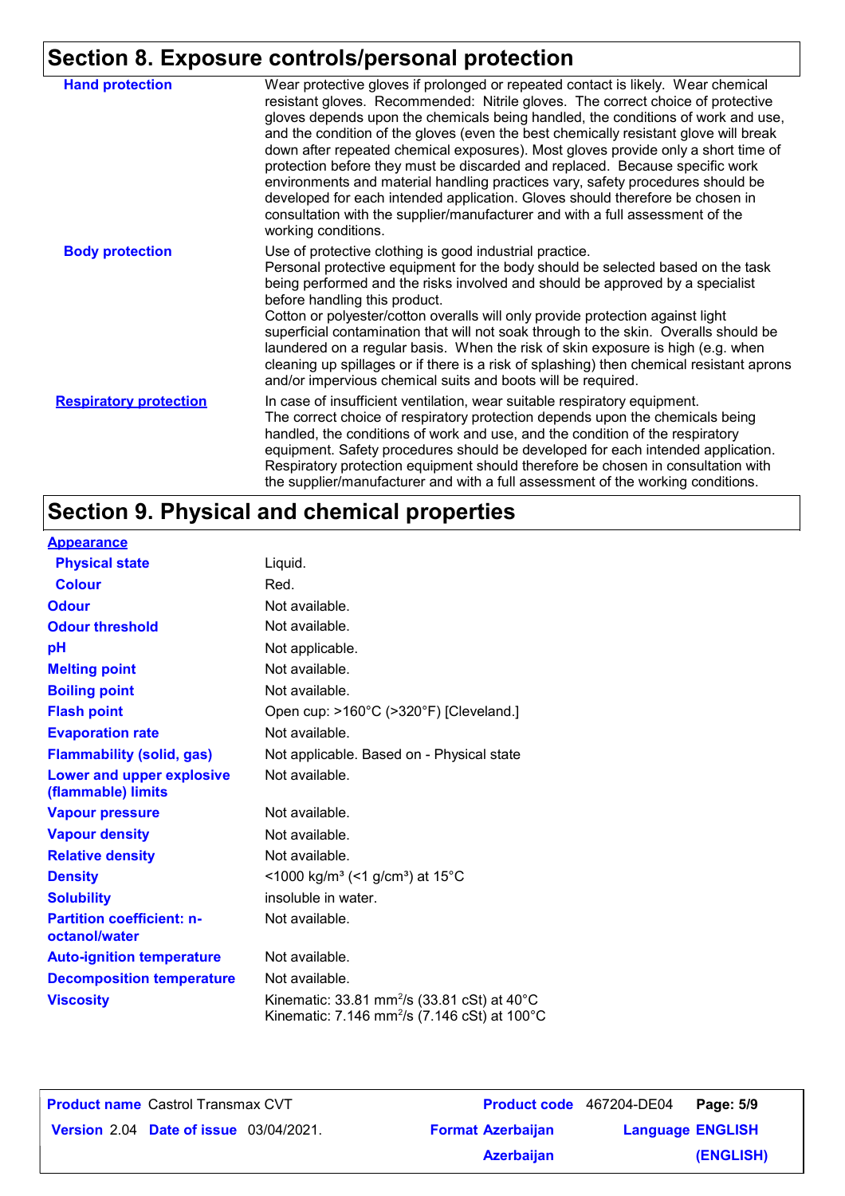## Section 8. Exposure controls/personal protection

| | |
|---|---|
| **Hand protection** | Wear protective gloves if prolonged or repeated contact is likely. Wear chemical resistant gloves. Recommended: Nitrile gloves. The correct choice of protective gloves depends upon the chemicals being handled, the conditions of work and use, and the condition of the gloves (even the best chemically resistant glove will break down after repeated chemical exposures). Most gloves provide only a short time of protection before they must be discarded and replaced. Because specific work environments and material handling practices vary, safety procedures should be developed for each intended application. Gloves should therefore be chosen in consultation with the supplier/manufacturer and with a full assessment of the working conditions. |
| **Body protection** | Use of protective clothing is good industrial practice.<br>Personal protective equipment for the body should be selected based on the task being performed and the risks involved and should be approved by a specialist before handling this product.<br>Cotton or polyester/cotton overalls will only provide protection against light superficial contamination that will not soak through to the skin. Overalls should be laundered on a regular basis. When the risk of skin exposure is high (e.g. when cleaning up spillages or if there is a risk of splashing) then chemical resistant aprons and/or impervious chemical suits and boots will be required. |
| **Respiratory protection** | In case of insufficient ventilation, wear suitable respiratory equipment.<br>The correct choice of respiratory protection depends upon the chemicals being handled, the conditions of work and use, and the condition of the respiratory equipment. Safety procedures should be developed for each intended application. Respiratory protection equipment should therefore be chosen in consultation with the supplier/manufacturer and with a full assessment of the working conditions. |

## Section 9. Physical and chemical properties

| | |
|---|---|
| **Appearance** | |
| **Physical state** | Liquid. |
| **Colour** | Red. |
| **Odour** | Not available. |
| **Odour threshold** | Not available. |
| **pH** | Not applicable. |
| **Melting point** | Not available. |
| **Boiling point** | Not available. |
| **Flash point** | Open cup: >160°C (>320°F) [Cleveland.] |
| **Evaporation rate** | Not available. |
| **Flammability (solid, gas)** | Not applicable. Based on - Physical state |
| **Lower and upper explosive (flammable) limits** | Not available. |
| **Vapour pressure** | Not available. |
| **Vapour density** | Not available. |
| **Relative density** | Not available. |
| **Density** | <1000 kg/m³ (<1 g/cm³) at 15°C |
| **Solubility** | insoluble in water. |
| **Partition coefficient: n-octanol/water** | Not available. |
| **Auto-ignition temperature** | Not available. |
| **Decomposition temperature** | Not available. |
| **Viscosity** | Kinematic: 33.81 $mm^2/s$ (33.81 cSt) at 40°C<br>Kinematic: 7.146 $mm^2/s$ (7.146 cSt) at 100°C |

| | | | | | |
|---|---|---|---|---|---|
| **Product name** Castrol Transmax CVT | | **Product code** | 467204-DE04 | **Page: 5/9** | |
| **Version** 2.04 | **Date of issue** 03/04/2021. | **Format** Azerbaijan Azerbaijan | | **Language** ENGLISH (ENGLISH) | |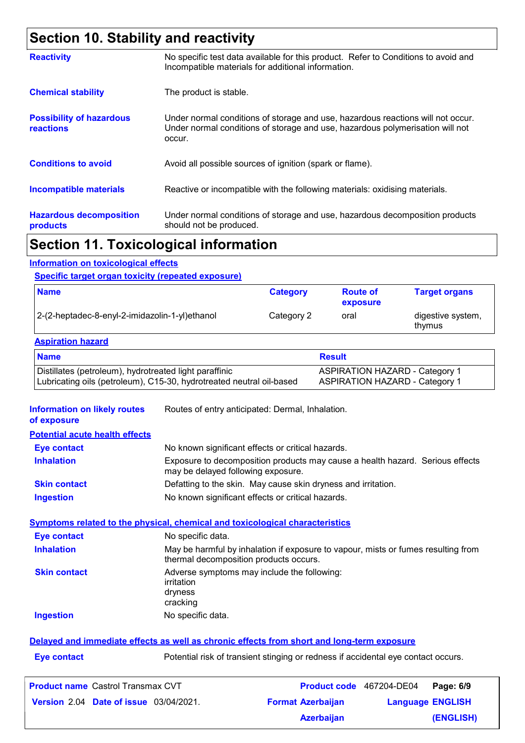## Section 10. Stability and reactivity

**Reactivity**
No specific test data available for this product. Refer to Conditions to avoid and Incompatible materials for additional information.

**Chemical stability**
The product is stable.

**Possibility of hazardous reactions**
Under normal conditions of storage and use, hazardous reactions will not occur. Under normal conditions of storage and use, hazardous polymerisation will not occur.

**Conditions to avoid**
Avoid all possible sources of ignition (spark or flame).

**Incompatible materials**
Reactive or incompatible with the following materials: oxidising materials.

**Hazardous decomposition products**
Under normal conditions of storage and use, hazardous decomposition products should not be produced.

## Section 11. Toxicological information

### Information on toxicological effects

#### Specific target organ toxicity (repeated exposure)

| Name | Category | Route of exposure | Target organs |
|---|---|---|---|
| 2-(2-heptadec-8-enyl-2-imidazolin-1-yl)ethanol | Category 2 | oral | digestive system, thymus |

#### Aspiration hazard

| Name | Result |
|---|---|
| Distillates (petroleum), hydrotreated light paraffinic | ASPIRATION HAZARD - Category 1 |
| Lubricating oils (petroleum), C15-30, hydrotreated neutral oil-based | ASPIRATION HAZARD - Category 1 |

**Information on likely routes of exposure**
Routes of entry anticipated: Dermal, Inhalation.

#### Potential acute health effects

**Eye contact**
No known significant effects or critical hazards.

**Inhalation**
Exposure to decomposition products may cause a health hazard. Serious effects may be delayed following exposure.

**Skin contact**
Defatting to the skin. May cause skin dryness and irritation.

**Ingestion**
No known significant effects or critical hazards.

#### Symptoms related to the physical, chemical and toxicological characteristics

**Eye contact**
No specific data.

**Inhalation**
May be harmful by inhalation if exposure to vapour, mists or fumes resulting from thermal decomposition products occurs.

**Skin contact**
Adverse symptoms may include the following:
irritation
dryness
cracking

**Ingestion**
No specific data.

#### Delayed and immediate effects as well as chronic effects from short and long-term exposure

**Eye contact**
Potential risk of transient stinging or redness if accidental eye contact occurs.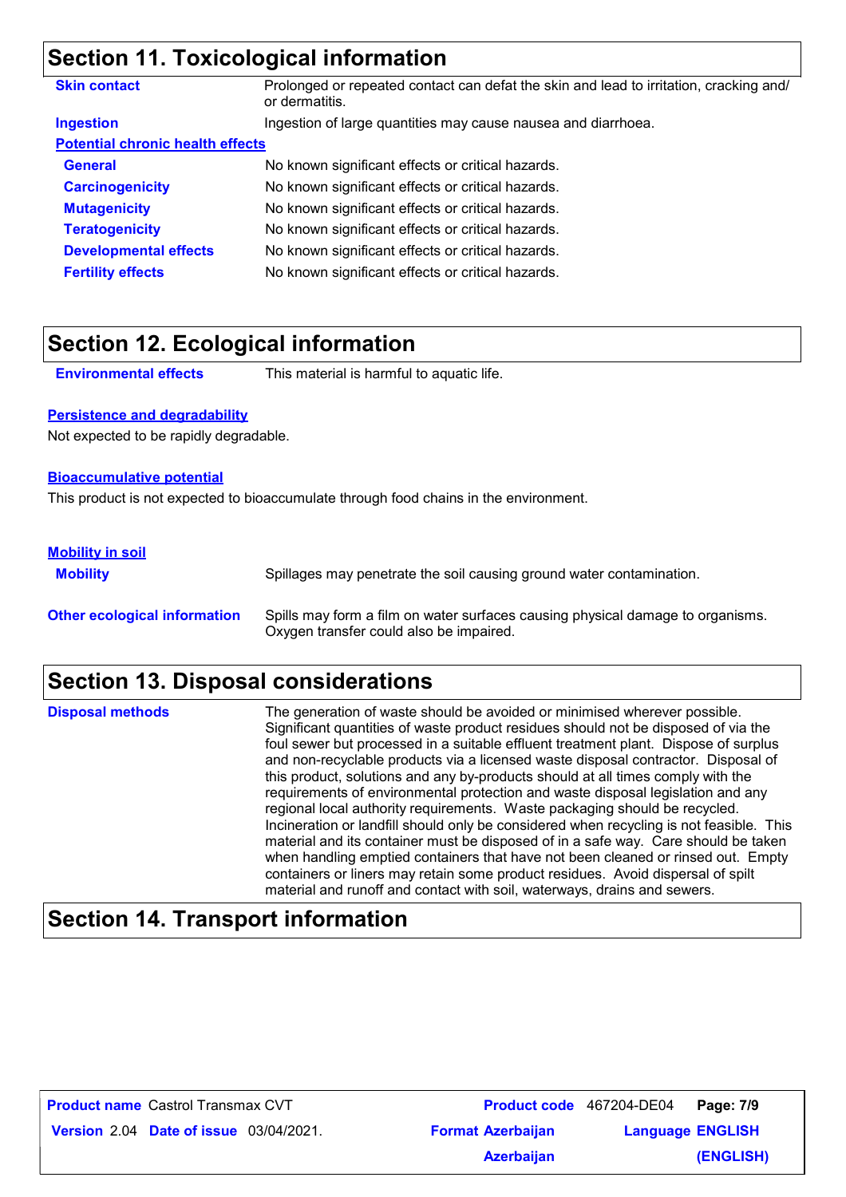## Section 11. Toxicological information

| | |
|---|---|
| **Skin contact** | Prolonged or repeated contact can defat the skin and lead to irritation, cracking and/ or dermatitis. |
| **Ingestion** | Ingestion of large quantities may cause nausea and diarrhoea. |

**Potential chronic health effects**

| | |
|---|---|
| **General** | No known significant effects or critical hazards. |
| **Carcinogenicity** | No known significant effects or critical hazards. |
| **Mutagenicity** | No known significant effects or critical hazards. |
| **Teratogenicity** | No known significant effects or critical hazards. |
| **Developmental effects** | No known significant effects or critical hazards. |
| **Fertility effects** | No known significant effects or critical hazards. |

## Section 12. Ecological information

**Environmental effects** This material is harmful to aquatic life.

**Persistence and degradability**

Not expected to be rapidly degradable.

**Bioaccumulative potential**

This product is not expected to bioaccumulate through food chains in the environment.

**Mobility in soil**

**Mobility** Spillages may penetrate the soil causing ground water contamination.

**Other ecological information** Spills may form a film on water surfaces causing physical damage to organisms. Oxygen transfer could also be impaired.

## Section 13. Disposal considerations

**Disposal methods** The generation of waste should be avoided or minimised wherever possible. Significant quantities of waste product residues should not be disposed of via the foul sewer but processed in a suitable effluent treatment plant. Dispose of surplus and non-recyclable products via a licensed waste disposal contractor. Disposal of this product, solutions and any by-products should at all times comply with the requirements of environmental protection and waste disposal legislation and any regional local authority requirements. Waste packaging should be recycled. Incineration or landfill should only be considered when recycling is not feasible. This material and its container must be disposed of in a safe way. Care should be taken when handling emptied containers that have not been cleaned or rinsed out. Empty containers or liners may retain some product residues. Avoid dispersal of spilt material and runoff and contact with soil, waterways, drains and sewers.

## Section 14. Transport information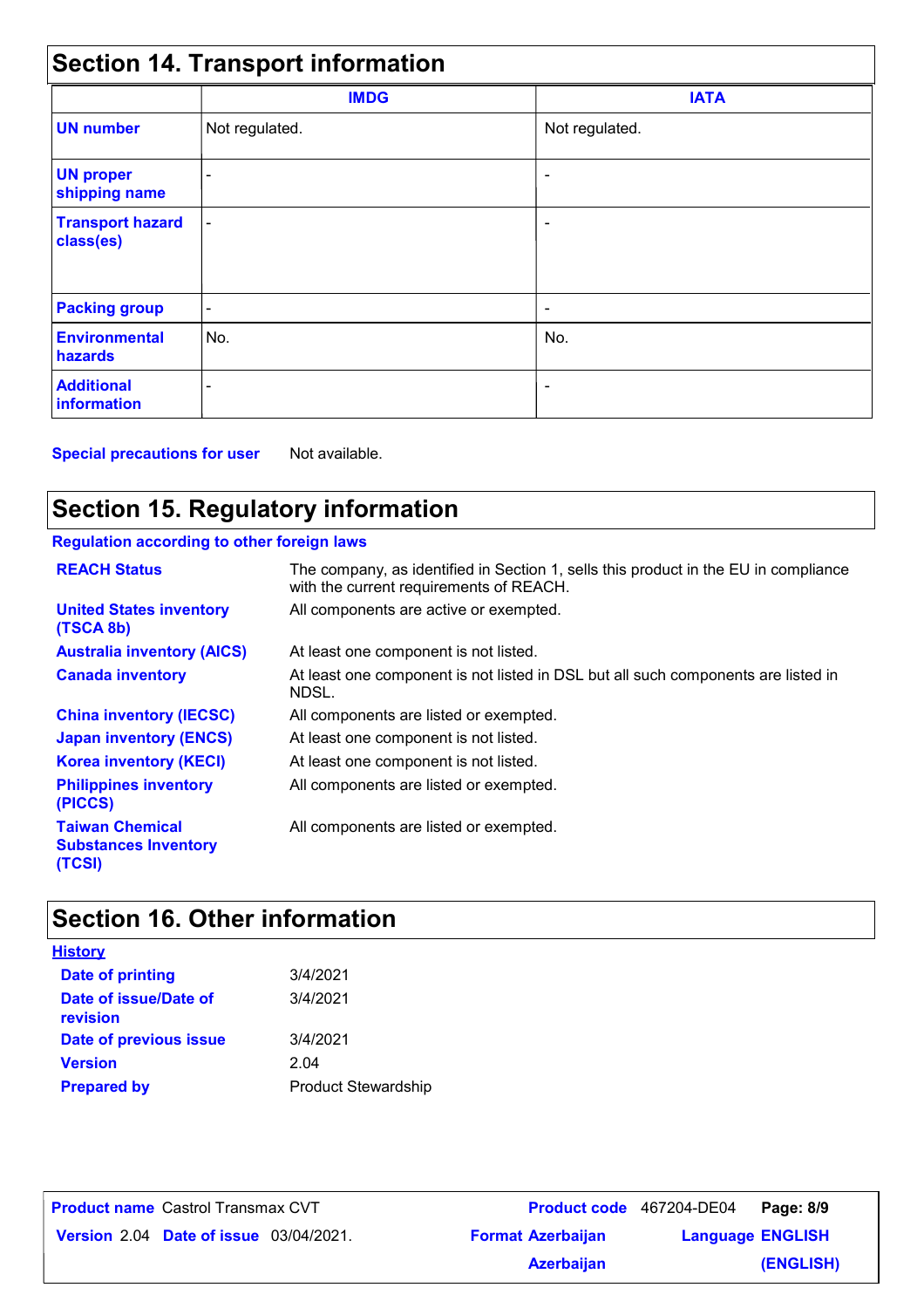## Section 14. Transport information

| | IMDG | IATA |
|---|---|---|
| **UN number** | Not regulated. | Not regulated. |
| **UN proper shipping name** | - | - |
| **Transport hazard class(es)** | - | - |
| **Packing group** | - | - |
| **Environmental hazards** | No. | No. |
| **Additional information** | - | - |

**Special precautions for user** Not available.

## Section 15. Regulatory information

**Regulation according to other foreign laws**

| | |
|---|---|
| **REACH Status** | The company, as identified in Section 1, sells this product in the EU in compliance with the current requirements of REACH. |
| **United States inventory (TSCA 8b)** | All components are active or exempted. |
| **Australia inventory (AICS)** | At least one component is not listed. |
| **Canada inventory** | At least one component is not listed in DSL but all such components are listed in NDSL. |
| **China inventory (IECSC)** | All components are listed or exempted. |
| **Japan inventory (ENCS)** | At least one component is not listed. |
| **Korea inventory (KECI)** | At least one component is not listed. |
| **Philippines inventory (PICCS)** | All components are listed or exempted. |
| **Taiwan Chemical Substances Inventory (TCSI)** | All components are listed or exempted. |

## Section 16. Other information

**History**

| | |
|---|---|
| **Date of printing** | 3/4/2021 |
| **Date of issue/Date of revision** | 3/4/2021 |
| **Date of previous issue** | 3/4/2021 |
| **Version** | 2.04 |
| **Prepared by** | Product Stewardship |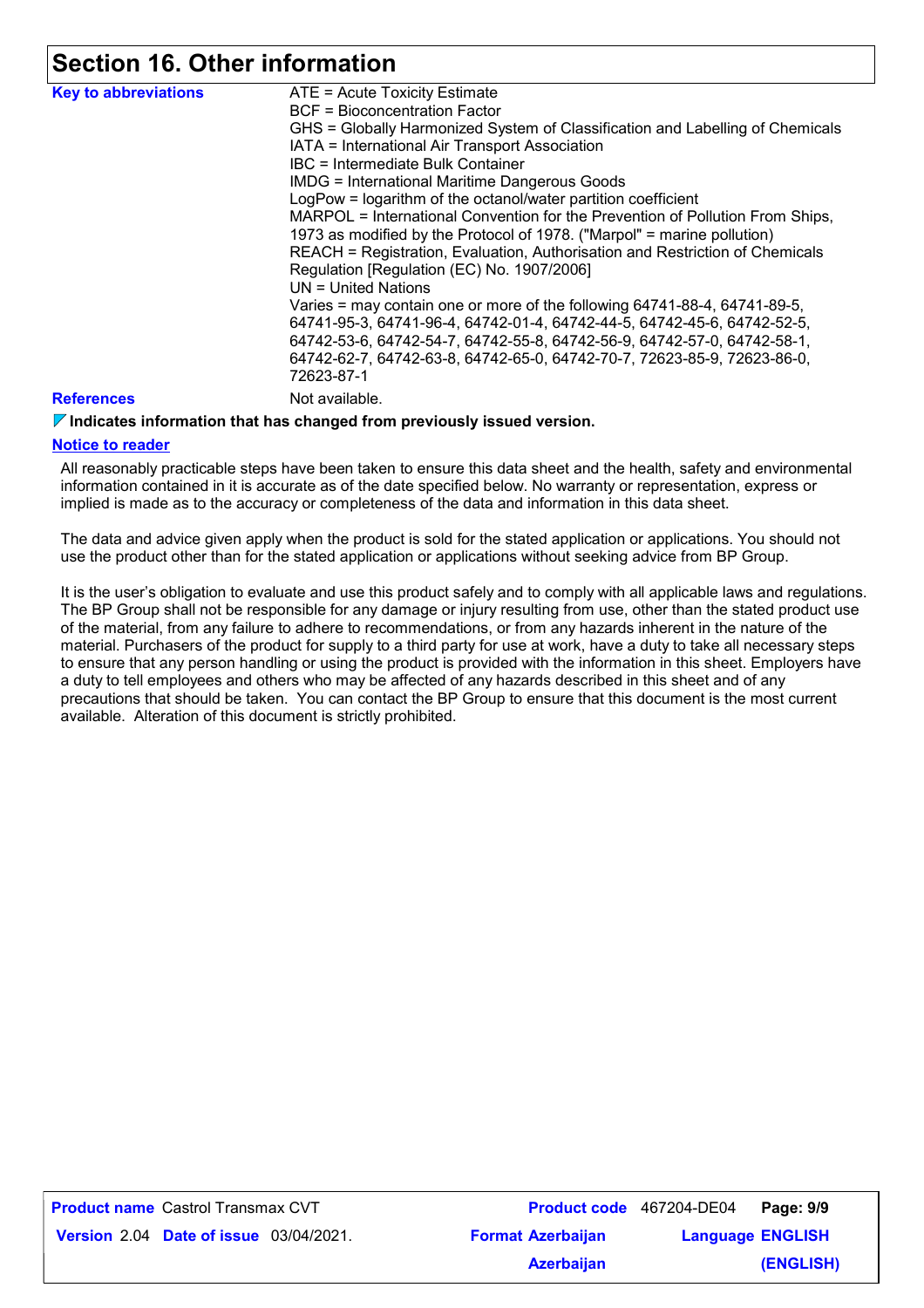## Section 16. Other information

**Key to abbreviations**

ATE = Acute Toxicity Estimate
BCF = Bioconcentration Factor
GHS = Globally Harmonized System of Classification and Labelling of Chemicals
IATA = International Air Transport Association
IBC = Intermediate Bulk Container
IMDG = International Maritime Dangerous Goods
LogPow = logarithm of the octanol/water partition coefficient
MARPOL = International Convention for the Prevention of Pollution From Ships, 1973 as modified by the Protocol of 1978. ("Marpol" = marine pollution)
REACH = Registration, Evaluation, Authorisation and Restriction of Chemicals Regulation [Regulation (EC) No. 1907/2006]
UN = United Nations
Varies = may contain one or more of the following 64741-88-4, 64741-89-5, 64741-95-3, 64741-96-4, 64742-01-4, 64742-44-5, 64742-45-6, 64742-52-5, 64742-53-6, 64742-54-7, 64742-55-8, 64742-56-9, 64742-57-0, 64742-58-1, 64742-62-7, 64742-63-8, 64742-65-0, 64742-70-7, 72623-85-9, 72623-86-0, 72623-87-1

**References** Not available.

**Indicates information that has changed from previously issued version.**

**Notice to reader**

All reasonably practicable steps have been taken to ensure this data sheet and the health, safety and environmental information contained in it is accurate as of the date specified below. No warranty or representation, express or implied is made as to the accuracy or completeness of the data and information in this data sheet.

The data and advice given apply when the product is sold for the stated application or applications. You should not use the product other than for the stated application or applications without seeking advice from BP Group.

It is the user's obligation to evaluate and use this product safely and to comply with all applicable laws and regulations. The BP Group shall not be responsible for any damage or injury resulting from use, other than the stated product use of the material, from any failure to adhere to recommendations, or from any hazards inherent in the nature of the material. Purchasers of the product for supply to a third party for use at work, have a duty to take all necessary steps to ensure that any person handling or using the product is provided with the information in this sheet. Employers have a duty to tell employees and others who may be affected of any hazards described in this sheet and of any precautions that should be taken. You can contact the BP Group to ensure that this document is the most current available. Alteration of this document is strictly prohibited.